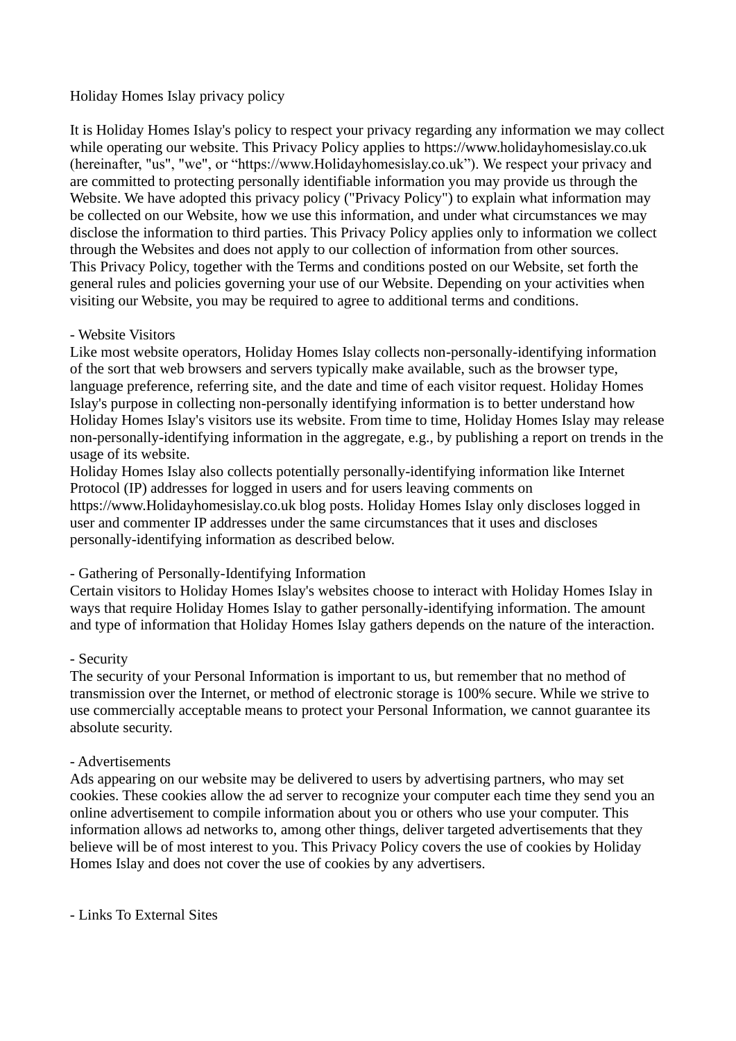# Holiday Homes Islay privacy policy

It is Holiday Homes Islay's policy to respect your privacy regarding any information we may collect while operating our website. This Privacy Policy applies to https://www.holidayhomesislay.co.uk (hereinafter, "us", "we", or "https://www.Holidayhomesislay.co.uk"). We respect your privacy and are committed to protecting personally identifiable information you may provide us through the Website. We have adopted this privacy policy ("Privacy Policy") to explain what information may be collected on our Website, how we use this information, and under what circumstances we may disclose the information to third parties. This Privacy Policy applies only to information we collect through the Websites and does not apply to our collection of information from other sources.
This Privacy Policy, together with the Terms and conditions posted on our Website, set forth the general rules and policies governing your use of our Website. Depending on your activities when visiting our Website, you may be required to agree to additional terms and conditions.

## - Website Visitors

Like most website operators, Holiday Homes Islay collects non-personally-identifying information of the sort that web browsers and servers typically make available, such as the browser type, language preference, referring site, and the date and time of each visitor request. Holiday Homes Islay's purpose in collecting non-personally identifying information is to better understand how Holiday Homes Islay's visitors use its website. From time to time, Holiday Homes Islay may release non-personally-identifying information in the aggregate, e.g., by publishing a report on trends in the usage of its website.
Holiday Homes Islay also collects potentially personally-identifying information like Internet Protocol (IP) addresses for logged in users and for users leaving comments on https://www.Holidayhomesislay.co.uk blog posts. Holiday Homes Islay only discloses logged in user and commenter IP addresses under the same circumstances that it uses and discloses personally-identifying information as described below.

## - Gathering of Personally-Identifying Information

Certain visitors to Holiday Homes Islay's websites choose to interact with Holiday Homes Islay in ways that require Holiday Homes Islay to gather personally-identifying information. The amount and type of information that Holiday Homes Islay gathers depends on the nature of the interaction.

## - Security

The security of your Personal Information is important to us, but remember that no method of transmission over the Internet, or method of electronic storage is 100% secure. While we strive to use commercially acceptable means to protect your Personal Information, we cannot guarantee its absolute security.

## - Advertisements

Ads appearing on our website may be delivered to users by advertising partners, who may set cookies. These cookies allow the ad server to recognize your computer each time they send you an online advertisement to compile information about you or others who use your computer. This information allows ad networks to, among other things, deliver targeted advertisements that they believe will be of most interest to you. This Privacy Policy covers the use of cookies by Holiday Homes Islay and does not cover the use of cookies by any advertisers.

## - Links To External Sites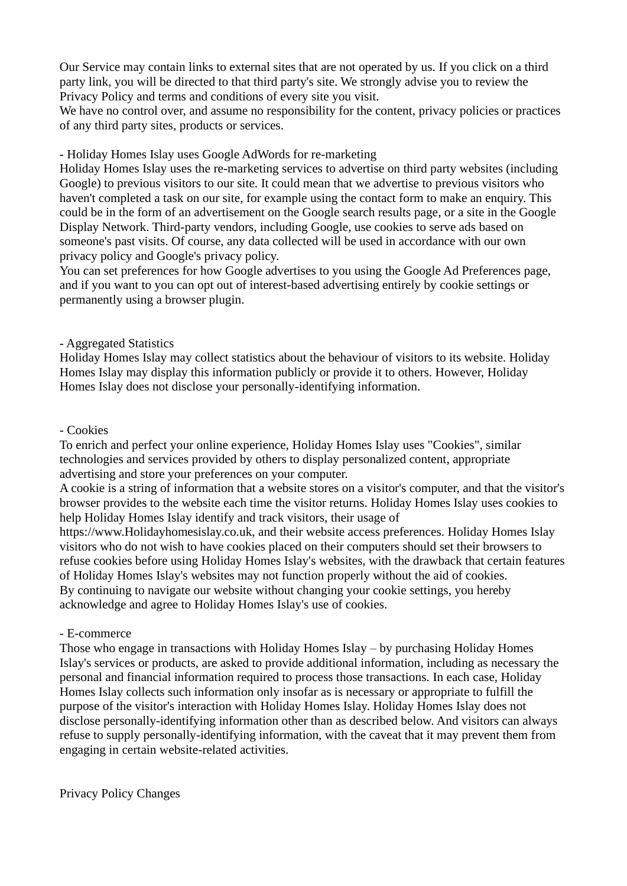Our Service may contain links to external sites that are not operated by us. If you click on a third party link, you will be directed to that third party's site. We strongly advise you to review the Privacy Policy and terms and conditions of every site you visit.
We have no control over, and assume no responsibility for the content, privacy policies or practices of any third party sites, products or services.

- Holiday Homes Islay uses Google AdWords for re-marketing

Holiday Homes Islay uses the re-marketing services to advertise on third party websites (including Google) to previous visitors to our site. It could mean that we advertise to previous visitors who haven't completed a task on our site, for example using the contact form to make an enquiry. This could be in the form of an advertisement on the Google search results page, or a site in the Google Display Network. Third-party vendors, including Google, use cookies to serve ads based on someone's past visits. Of course, any data collected will be used in accordance with our own privacy policy and Google's privacy policy.
You can set preferences for how Google advertises to you using the Google Ad Preferences page, and if you want to you can opt out of interest-based advertising entirely by cookie settings or permanently using a browser plugin.

- Aggregated Statistics

Holiday Homes Islay may collect statistics about the behaviour of visitors to its website. Holiday Homes Islay may display this information publicly or provide it to others. However, Holiday Homes Islay does not disclose your personally-identifying information.

- Cookies

To enrich and perfect your online experience, Holiday Homes Islay uses "Cookies", similar technologies and services provided by others to display personalized content, appropriate advertising and store your preferences on your computer.
A cookie is a string of information that a website stores on a visitor's computer, and that the visitor's browser provides to the website each time the visitor returns. Holiday Homes Islay uses cookies to help Holiday Homes Islay identify and track visitors, their usage of https://www.Holidayhomesislay.co.uk, and their website access preferences. Holiday Homes Islay visitors who do not wish to have cookies placed on their computers should set their browsers to refuse cookies before using Holiday Homes Islay's websites, with the drawback that certain features of Holiday Homes Islay's websites may not function properly without the aid of cookies.
By continuing to navigate our website without changing your cookie settings, you hereby acknowledge and agree to Holiday Homes Islay's use of cookies.

- E-commerce

Those who engage in transactions with Holiday Homes Islay – by purchasing Holiday Homes Islay's services or products, are asked to provide additional information, including as necessary the personal and financial information required to process those transactions. In each case, Holiday Homes Islay collects such information only insofar as is necessary or appropriate to fulfill the purpose of the visitor's interaction with Holiday Homes Islay. Holiday Homes Islay does not disclose personally-identifying information other than as described below. And visitors can always refuse to supply personally-identifying information, with the caveat that it may prevent them from engaging in certain website-related activities.

Privacy Policy Changes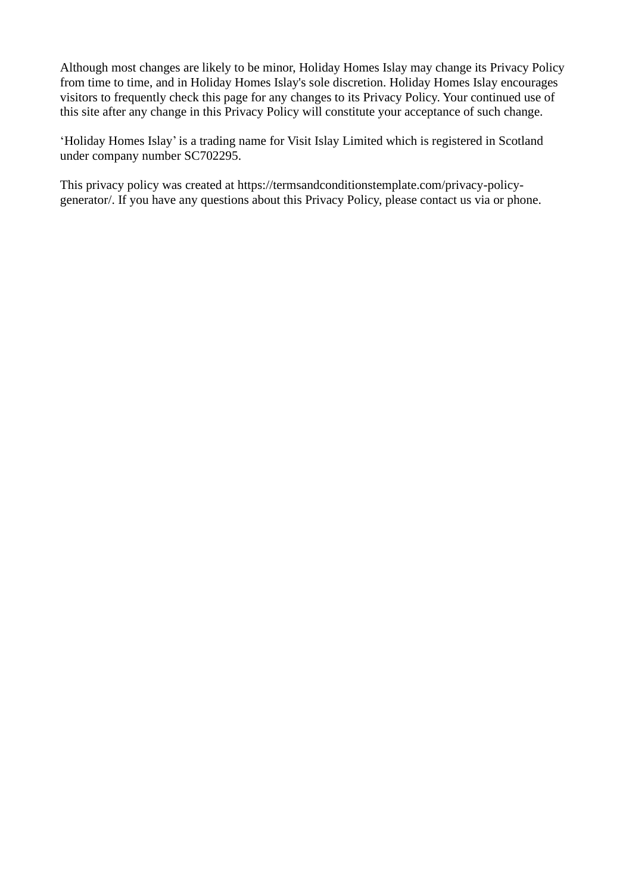Although most changes are likely to be minor, Holiday Homes Islay may change its Privacy Policy from time to time, and in Holiday Homes Islay's sole discretion. Holiday Homes Islay encourages visitors to frequently check this page for any changes to its Privacy Policy. Your continued use of this site after any change in this Privacy Policy will constitute your acceptance of such change.

‘Holiday Homes Islay’ is a trading name for Visit Islay Limited which is registered in Scotland under company number SC702295.

This privacy policy was created at https://termsandconditionstemplate.com/privacy-policy-generator/. If you have any questions about this Privacy Policy, please contact us via or phone.